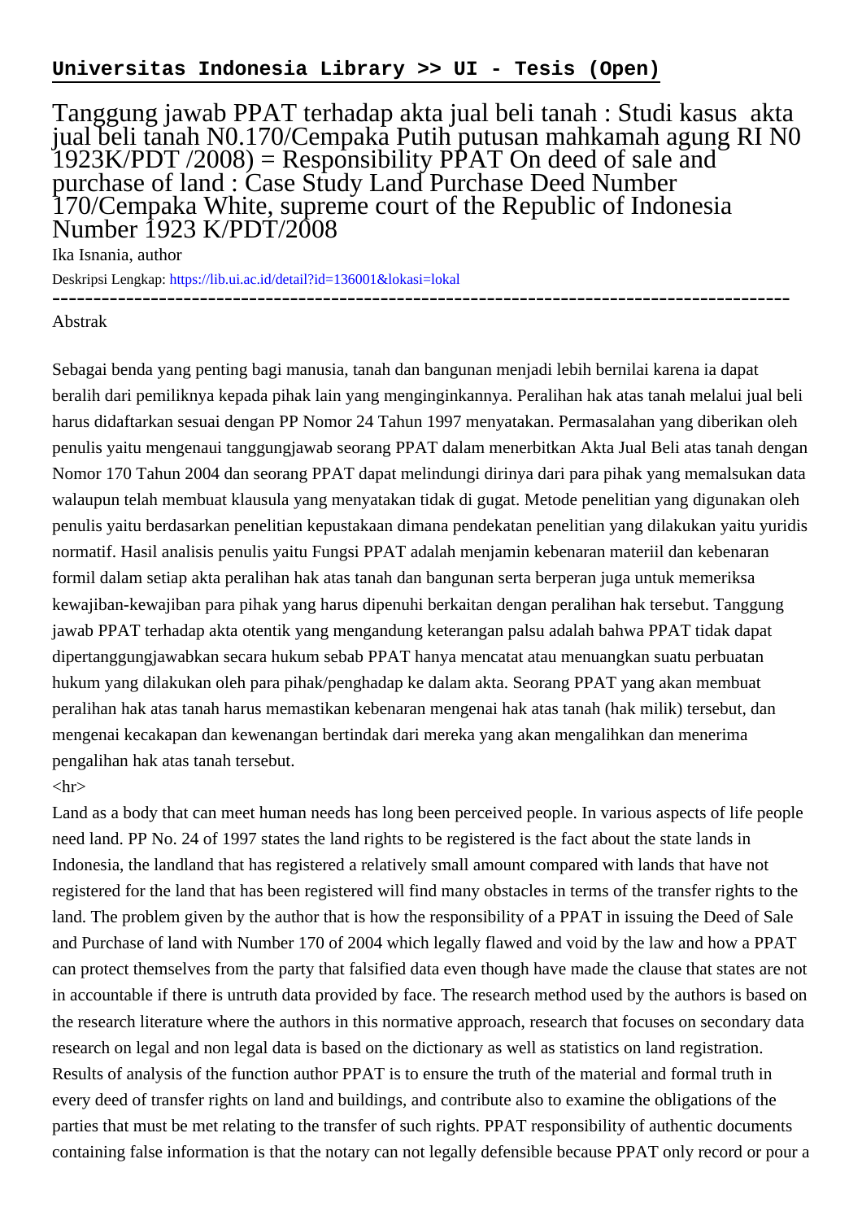**Universitas Indonesia Library >> UI - Tesis (Open)**

# Tanggung jawab PPAT terhadap akta jual beli tanah : Studi kasus akta jual beli tanah N0.170/Cempaka Putih putusan mahkamah agung RI N0 1923K/PDT /2008) = Responsibility PPAT On deed of sale and purchase of land : Case Study Land Purchase Deed Number 170/Cempaka White, supreme court of the Republic of Indonesia Number 1923 K/PDT/2008

Ika Isnania, author

Deskripsi Lengkap: https://lib.ui.ac.id/detail?id=136001&lokasi=lokal

------------------------------------------------------------------------------------------

Abstrak

Sebagai benda yang penting bagi manusia, tanah dan bangunan menjadi lebih bernilai karena ia dapat beralih dari pemiliknya kepada pihak lain yang menginginkannya. Peralihan hak atas tanah melalui jual beli harus didaftarkan sesuai dengan PP Nomor 24 Tahun 1997 menyatakan. Permasalahan yang diberikan oleh penulis yaitu mengenaui tanggungjawab seorang PPAT dalam menerbitkan Akta Jual Beli atas tanah dengan Nomor 170 Tahun 2004 dan seorang PPAT dapat melindungi dirinya dari para pihak yang memalsukan data walaupun telah membuat klausula yang menyatakan tidak di gugat. Metode penelitian yang digunakan oleh penulis yaitu berdasarkan penelitian kepustakaan dimana pendekatan penelitian yang dilakukan yaitu yuridis normatif. Hasil analisis penulis yaitu Fungsi PPAT adalah menjamin kebenaran materiil dan kebenaran formil dalam setiap akta peralihan hak atas tanah dan bangunan serta berperan juga untuk memeriksa kewajiban-kewajiban para pihak yang harus dipenuhi berkaitan dengan peralihan hak tersebut. Tanggung jawab PPAT terhadap akta otentik yang mengandung keterangan palsu adalah bahwa PPAT tidak dapat dipertanggungjawabkan secara hukum sebab PPAT hanya mencatat atau menuangkan suatu perbuatan hukum yang dilakukan oleh para pihak/penghadap ke dalam akta. Seorang PPAT yang akan membuat peralihan hak atas tanah harus memastikan kebenaran mengenai hak atas tanah (hak milik) tersebut, dan mengenai kecakapan dan kewenangan bertindak dari mereka yang akan mengalihkan dan menerima pengalihan hak atas tanah tersebut.

<hr>

Land as a body that can meet human needs has long been perceived people. In various aspects of life people need land. PP No. 24 of 1997 states the land rights to be registered is the fact about the state lands in Indonesia, the landland that has registered a relatively small amount compared with lands that have not registered for the land that has been registered will find many obstacles in terms of the transfer rights to the land. The problem given by the author that is how the responsibility of a PPAT in issuing the Deed of Sale and Purchase of land with Number 170 of 2004 which legally flawed and void by the law and how a PPAT can protect themselves from the party that falsified data even though have made the clause that states are not in accountable if there is untruth data provided by face. The research method used by the authors is based on the research literature where the authors in this normative approach, research that focuses on secondary data research on legal and non legal data is based on the dictionary as well as statistics on land registration. Results of analysis of the function author PPAT is to ensure the truth of the material and formal truth in every deed of transfer rights on land and buildings, and contribute also to examine the obligations of the parties that must be met relating to the transfer of such rights. PPAT responsibility of authentic documents containing false information is that the notary can not legally defensible because PPAT only record or pour a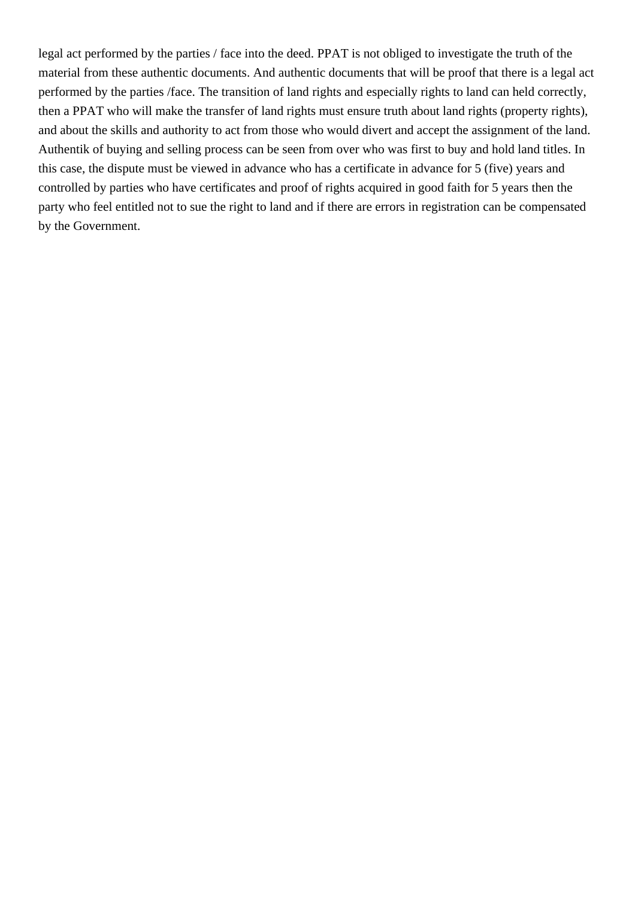legal act performed by the parties / face into the deed. PPAT is not obliged to investigate the truth of the material from these authentic documents. And authentic documents that will be proof that there is a legal act performed by the parties /face. The transition of land rights and especially rights to land can held correctly, then a PPAT who will make the transfer of land rights must ensure truth about land rights (property rights), and about the skills and authority to act from those who would divert and accept the assignment of the land. Authentik of buying and selling process can be seen from over who was first to buy and hold land titles. In this case, the dispute must be viewed in advance who has a certificate in advance for 5 (five) years and controlled by parties who have certificates and proof of rights acquired in good faith for 5 years then the party who feel entitled not to sue the right to land and if there are errors in registration can be compensated by the Government.